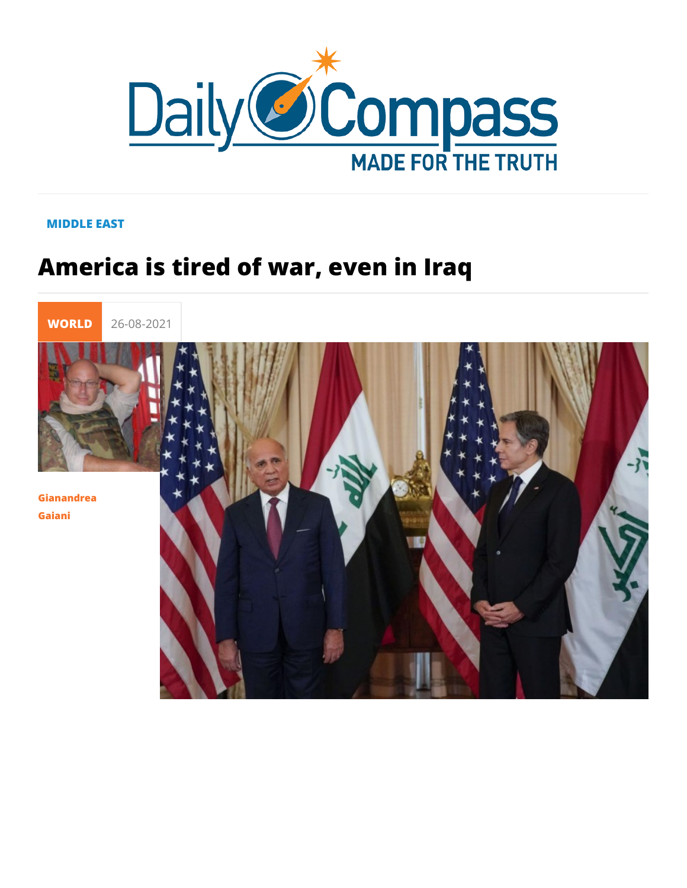Daily Compass

MADE FOR THE TRUTH

MIDDLE EAST

# America is tired of war, even in Iraq

WORLD 26-08-2021

Gianandrea Gaiani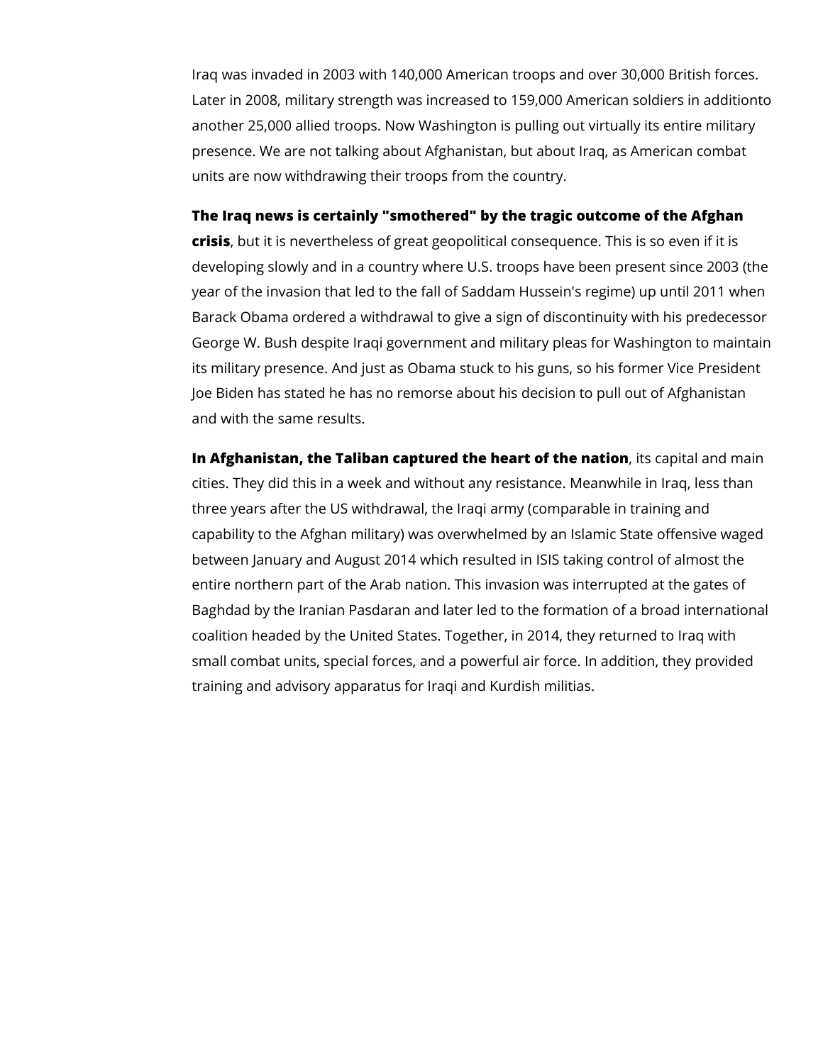Iraq was invaded in 2003 with 140,000 American troops and over 30,000 British forces. Later in 2008, military strength was increased to 159,000 American soldiers in additionto another 25,000 allied troops. Now Washington is pulling out virtually its entire military presence. We are not talking about Afghanistan, but about Iraq, as American combat units are now withdrawing their troops from the country.

**The Iraq news is certainly "smothered" by the tragic outcome of the Afghan crisis**, but it is nevertheless of great geopolitical consequence. This is so even if it is developing slowly and in a country where U.S. troops have been present since 2003 (the year of the invasion that led to the fall of Saddam Hussein's regime) up until 2011 when Barack Obama ordered a withdrawal to give a sign of discontinuity with his predecessor George W. Bush despite Iraqi government and military pleas for Washington to maintain its military presence. And just as Obama stuck to his guns, so his former Vice President Joe Biden has stated he has no remorse about his decision to pull out of Afghanistan and with the same results.

**In Afghanistan, the Taliban captured the heart of the nation**, its capital and main cities. They did this in a week and without any resistance. Meanwhile in Iraq, less than three years after the US withdrawal, the Iraqi army (comparable in training and capability to the Afghan military) was overwhelmed by an Islamic State offensive waged between January and August 2014 which resulted in ISIS taking control of almost the entire northern part of the Arab nation. This invasion was interrupted at the gates of Baghdad by the Iranian Pasdaran and later led to the formation of a broad international coalition headed by the United States. Together, in 2014, they returned to Iraq with small combat units, special forces, and a powerful air force. In addition, they provided training and advisory apparatus for Iraqi and Kurdish militias.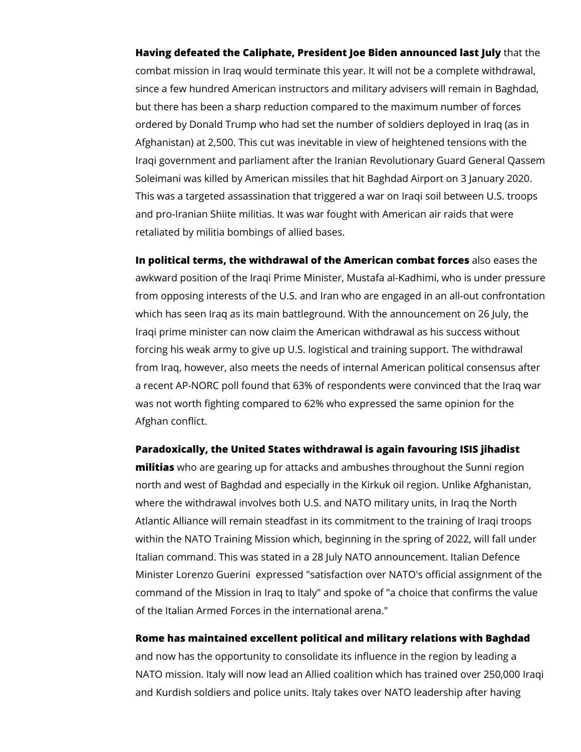**Having defeated the Caliphate, President Joe Biden announced last July** that the combat mission in Iraq would terminate this year. It will not be a complete withdrawal, since a few hundred American instructors and military advisers will remain in Baghdad, but there has been a sharp reduction compared to the maximum number of forces ordered by Donald Trump who had set the number of soldiers deployed in Iraq (as in Afghanistan) at 2,500. This cut was inevitable in view of heightened tensions with the Iraqi government and parliament after the Iranian Revolutionary Guard General Qassem Soleimani was killed by American missiles that hit Baghdad Airport on 3 January 2020. This was a targeted assassination that triggered a war on Iraqi soil between U.S. troops and pro-Iranian Shiite militias. It was war fought with American air raids that were retaliated by militia bombings of allied bases.

**In political terms, the withdrawal of the American combat forces** also eases the awkward position of the Iraqi Prime Minister, Mustafa al-Kadhimi, who is under pressure from opposing interests of the U.S. and Iran who are engaged in an all-out confrontation which has seen Iraq as its main battleground. With the announcement on 26 July, the Iraqi prime minister can now claim the American withdrawal as his success without forcing his weak army to give up U.S. logistical and training support. The withdrawal from Iraq, however, also meets the needs of internal American political consensus after a recent AP-NORC poll found that 63% of respondents were convinced that the Iraq war was not worth fighting compared to 62% who expressed the same opinion for the Afghan conflict.

**Paradoxically, the United States withdrawal is again favouring ISIS jihadist militias** who are gearing up for attacks and ambushes throughout the Sunni region north and west of Baghdad and especially in the Kirkuk oil region. Unlike Afghanistan, where the withdrawal involves both U.S. and NATO military units, in Iraq the North Atlantic Alliance will remain steadfast in its commitment to the training of Iraqi troops within the NATO Training Mission which, beginning in the spring of 2022, will fall under Italian command. This was stated in a 28 July NATO announcement. Italian Defence Minister Lorenzo Guerini expressed "satisfaction over NATO's official assignment of the command of the Mission in Iraq to Italy" and spoke of "a choice that confirms the value of the Italian Armed Forces in the international arena."

**Rome has maintained excellent political and military relations with Baghdad** and now has the opportunity to consolidate its influence in the region by leading a NATO mission. Italy will now lead an Allied coalition which has trained over 250,000 Iraqi and Kurdish soldiers and police units. Italy takes over NATO leadership after having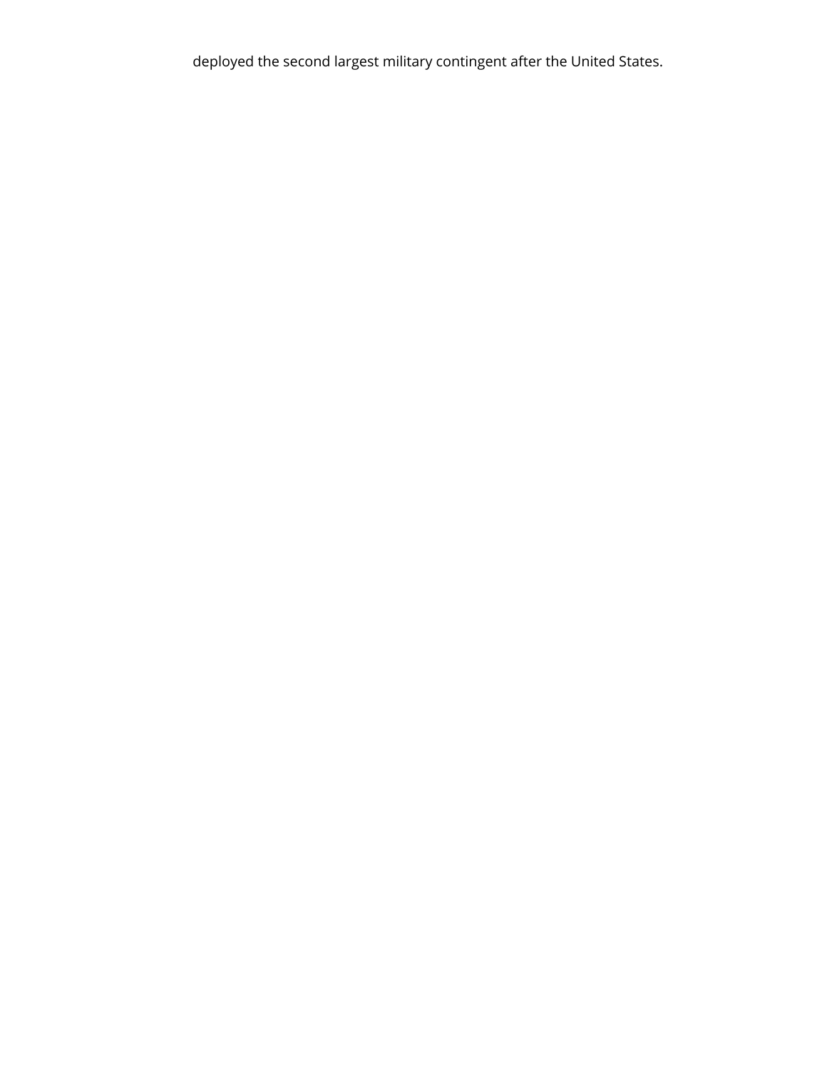deployed the second largest military contingent after the United States.